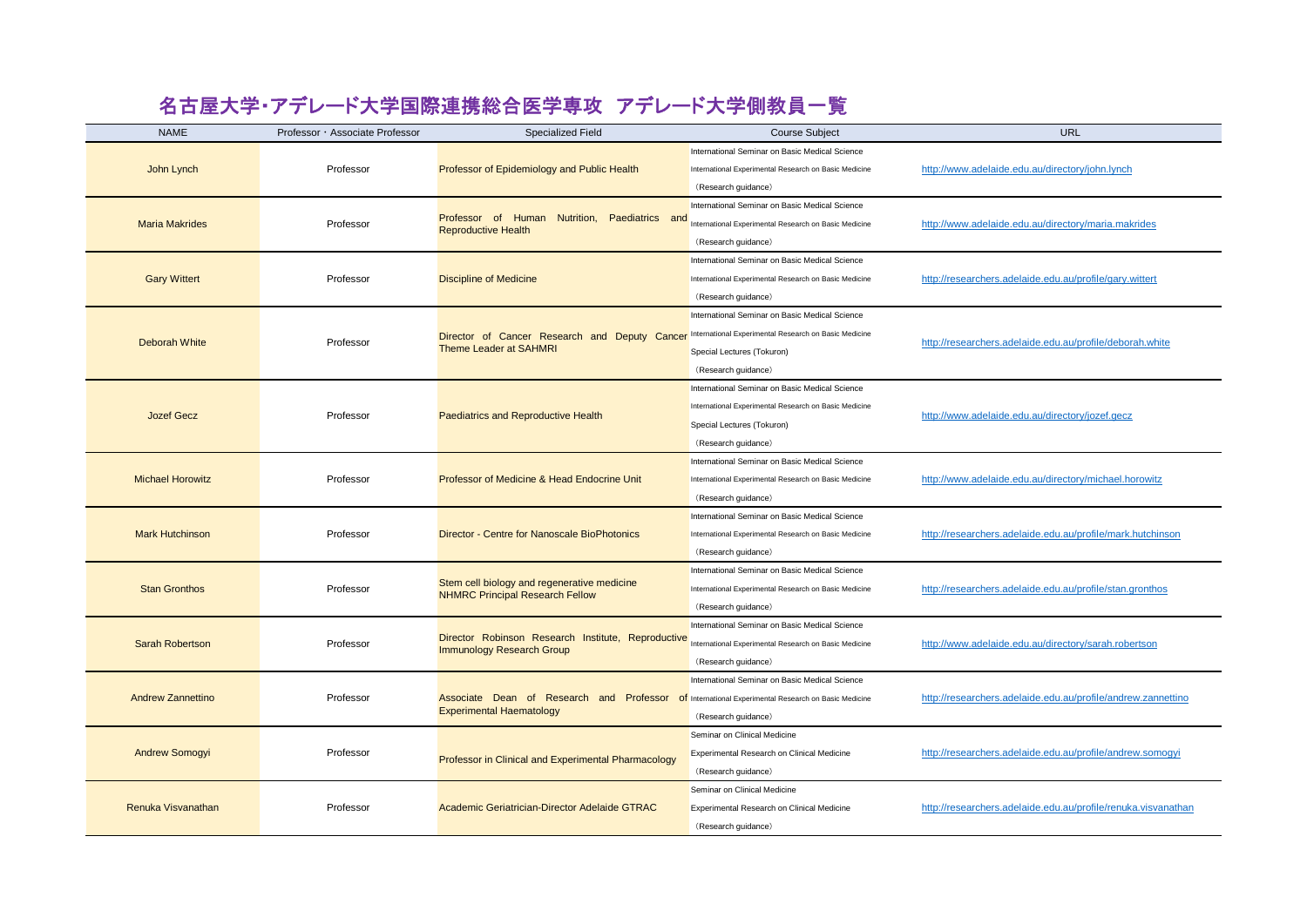# 名古屋大学･アデレード大学国際連携総合医学専攻 アデレード大学側教員一覧

| NAME | Professor・Associate Professor | Specialized Field | Course Subject | URL |
|---|---|---|---|---|
| John Lynch | Professor | Professor of Epidemiology and Public Health | International Seminar on Basic Medical Science<br>International Experimental Research on Basic Medicine<br>（Research guidance） | http://www.adelaide.edu.au/directory/john.lynch |
| Maria Makrides | Professor | Professor of Human Nutrition, Paediatrics and Reproductive Health | International Seminar on Basic Medical Science<br>International Experimental Research on Basic Medicine<br>（Research guidance） | http://www.adelaide.edu.au/directory/maria.makrides |
| Gary Wittert | Professor | Discipline of Medicine | International Seminar on Basic Medical Science<br>International Experimental Research on Basic Medicine<br>（Research guidance） | http://researchers.adelaide.edu.au/profile/gary.wittert |
| Deborah White | Professor | Director of Cancer Research and Deputy Cancer Theme Leader at SAHMRI | International Seminar on Basic Medical Science<br>International Experimental Research on Basic Medicine<br>Special Lectures (Tokuron)<br>（Research guidance） | http://researchers.adelaide.edu.au/profile/deborah.white |
| Jozef Gecz | Professor | Paediatrics and Reproductive Health | International Seminar on Basic Medical Science<br>International Experimental Research on Basic Medicine<br>Special Lectures (Tokuron)<br>（Research guidance） | http://www.adelaide.edu.au/directory/jozef.gecz |
| Michael Horowitz | Professor | Professor of Medicine & Head Endocrine Unit | International Seminar on Basic Medical Science<br>International Experimental Research on Basic Medicine<br>（Research guidance） | http://www.adelaide.edu.au/directory/michael.horowitz |
| Mark Hutchinson | Professor | Director - Centre for Nanoscale BioPhotonics | International Seminar on Basic Medical Science<br>International Experimental Research on Basic Medicine<br>（Research guidance） | http://researchers.adelaide.edu.au/profile/mark.hutchinson |
| Stan Gronthos | Professor | Stem cell biology and regenerative medicine<br>NHMRC Principal Research Fellow | International Seminar on Basic Medical Science<br>International Experimental Research on Basic Medicine<br>（Research guidance） | http://researchers.adelaide.edu.au/profile/stan.gronthos |
| Sarah Robertson | Professor | Director Robinson Research Institute, Reproductive Immunology Research Group | International Seminar on Basic Medical Science<br>International Experimental Research on Basic Medicine<br>（Research guidance） | http://www.adelaide.edu.au/directory/sarah.robertson |
| Andrew Zannettino | Professor | Associate Dean of Research and Professor of Experimental Haematology | International Seminar on Basic Medical Science<br>International Experimental Research on Basic Medicine<br>（Research guidance） | http://researchers.adelaide.edu.au/profile/andrew.zannettino |
| Andrew Somogyi | Professor | Professor in Clinical and Experimental Pharmacology | Seminar on Clinical Medicine<br>Experimental Research on Clinical Medicine<br>（Research guidance） | http://researchers.adelaide.edu.au/profile/andrew.somogyi |
| Renuka Visvanathan | Professor | Academic Geriatrician-Director Adelaide GTRAC | Seminar on Clinical Medicine<br>Experimental Research on Clinical Medicine<br>（Research guidance） | http://researchers.adelaide.edu.au/profile/renuka.visvanathan |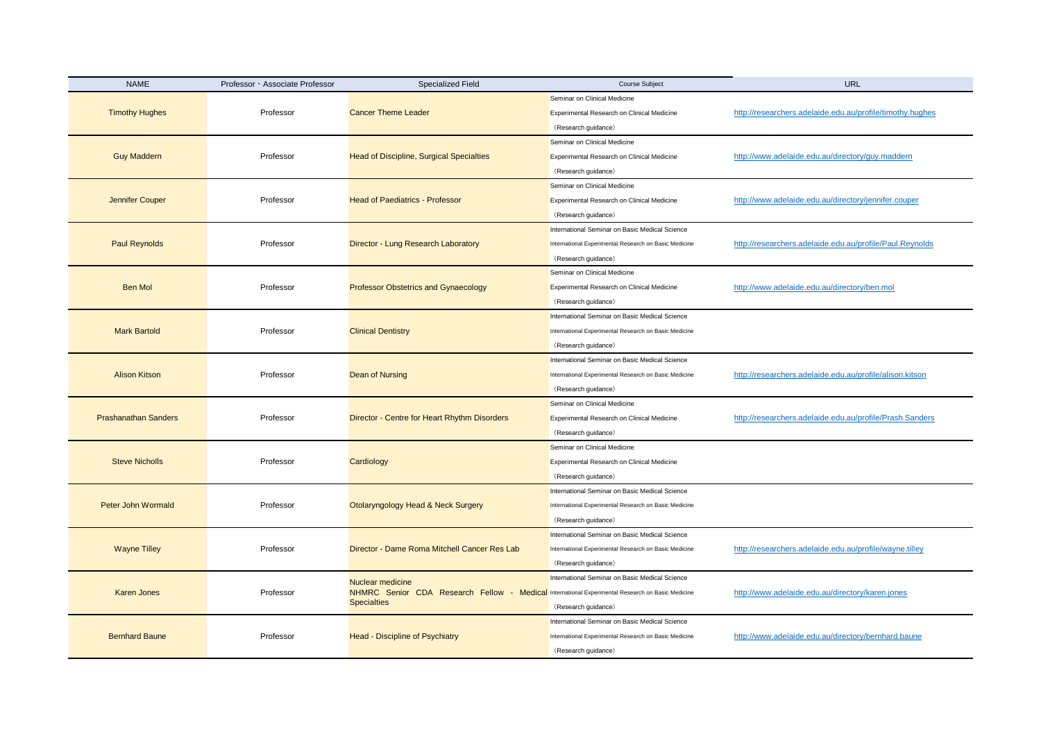| NAME | Professor・Associate Professor | Specialized Field | Course Subject | URL |
| --- | --- | --- | --- | --- |
| Timothy Hughes | Professor | Cancer Theme Leader | Seminar on Clinical Medicine<br>Experimental Research on Clinical Medicine<br>（Research guidance） | http://researchers.adelaide.edu.au/profile/timothy.hughes |
| Guy Maddern | Professor | Head of Discipline, Surgical Specialties | Seminar on Clinical Medicine<br>Experimental Research on Clinical Medicine<br>（Research guidance） | http://www.adelaide.edu.au/directory/guy.maddern |
| Jennifer Couper | Professor | Head of Paediatrics - Professor | Seminar on Clinical Medicine<br>Experimental Research on Clinical Medicine<br>（Research guidance） | http://www.adelaide.edu.au/directory/jennifer.couper |
| Paul Reynolds | Professor | Director - Lung Research Laboratory | International Seminar on Basic Medical Science<br>International Experimental Research on Basic Medicine<br>（Research guidance） | http://researchers.adelaide.edu.au/profile/Paul.Reynolds |
| Ben Mol | Professor | Professor Obstetrics and Gynaecology | Seminar on Clinical Medicine<br>Experimental Research on Clinical Medicine<br>（Research guidance） | http://www.adelaide.edu.au/directory/ben.mol |
| Mark Bartold | Professor | Clinical Dentistry | International Seminar on Basic Medical Science<br>International Experimental Research on Basic Medicine<br>（Research guidance） | |
| Alison Kitson | Professor | Dean of Nursing | International Seminar on Basic Medical Science<br>International Experimental Research on Basic Medicine<br>（Research guidance） | http://researchers.adelaide.edu.au/profile/alison.kitson |
| Prashanathan Sanders | Professor | Director - Centre for Heart Rhythm Disorders | Seminar on Clinical Medicine<br>Experimental Research on Clinical Medicine<br>（Research guidance） | http://researchers.adelaide.edu.au/profile/Prash.Sanders |
| Steve Nicholls | Professor | Cardiology | Seminar on Clinical Medicine<br>Experimental Research on Clinical Medicine<br>（Research guidance） | |
| Peter John Wormald | Professor | Otolaryngology Head & Neck Surgery | International Seminar on Basic Medical Science<br>International Experimental Research on Basic Medicine<br>（Research guidance） | |
| Wayne Tilley | Professor | Director - Dame Roma Mitchell Cancer Res Lab | International Seminar on Basic Medical Science<br>International Experimental Research on Basic Medicine<br>（Research guidance） | http://researchers.adelaide.edu.au/profile/wayne.tilley |
| Karen Jones | Professor | Nuclear medicine<br>NHMRC Senior CDA Research Fellow - Medical Specialties | International Seminar on Basic Medical Science<br>International Experimental Research on Basic Medicine<br>（Research guidance） | http://www.adelaide.edu.au/directory/karen.jones |
| Bernhard Baune | Professor | Head - Discipline of Psychiatry | International Seminar on Basic Medical Science<br>International Experimental Research on Basic Medicine<br>（Research guidance） | http://www.adelaide.edu.au/directory/bernhard.baune |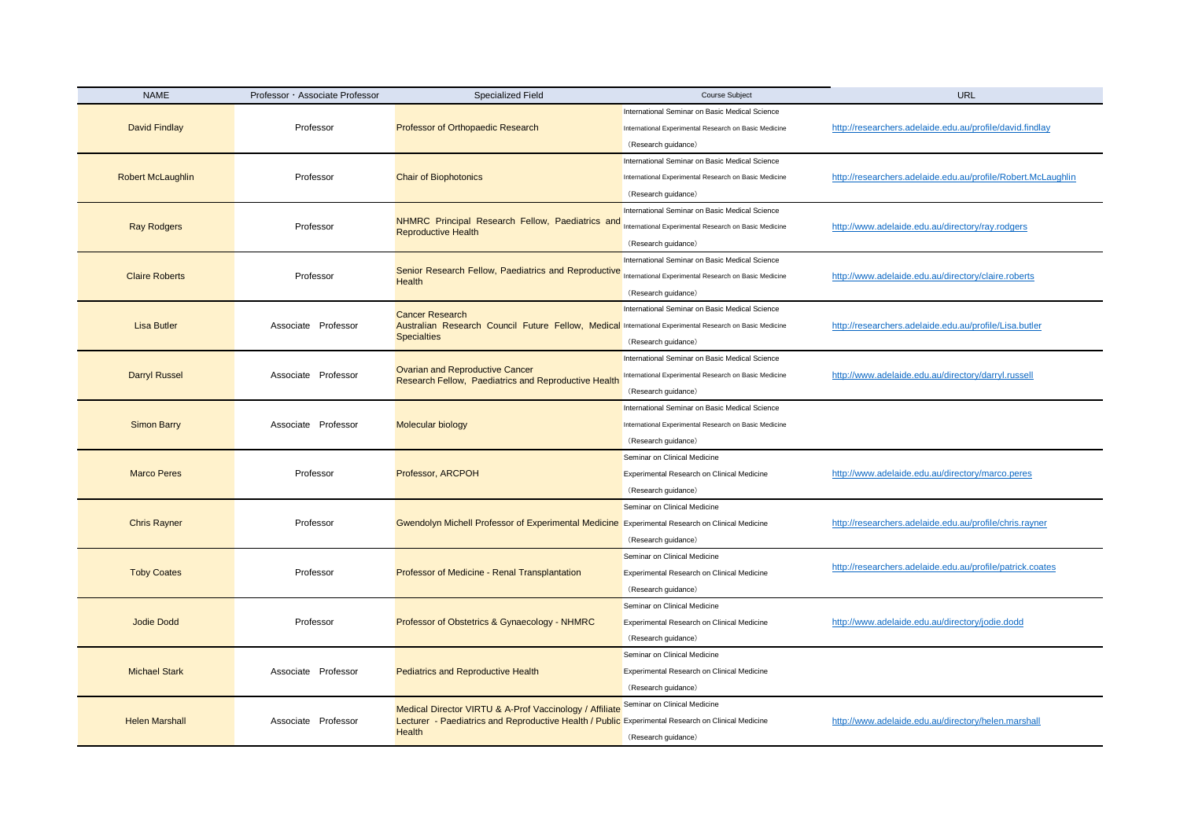| NAME | Professor・Associate Professor | Specialized Field | Course Subject | URL |
|---|---|---|---|---|
| David Findlay | Professor | Professor of Orthopaedic Research | International Seminar on Basic Medical Science<br>International Experimental Research on Basic Medicine<br>（Research guidance） | http://researchers.adelaide.edu.au/profile/david.findlay |
| Robert McLaughlin | Professor | Chair of Biophotonics | International Seminar on Basic Medical Science<br>International Experimental Research on Basic Medicine<br>（Research guidance） | http://researchers.adelaide.edu.au/profile/Robert.McLaughlin |
| Ray Rodgers | Professor | NHMRC Principal Research Fellow, Paediatrics and Reproductive Health | International Seminar on Basic Medical Science<br>International Experimental Research on Basic Medicine<br>（Research guidance） | http://www.adelaide.edu.au/directory/ray.rodgers |
| Claire Roberts | Professor | Senior Research Fellow, Paediatrics and Reproductive Health | International Seminar on Basic Medical Science<br>International Experimental Research on Basic Medicine<br>（Research guidance） | http://www.adelaide.edu.au/directory/claire.roberts |
| Lisa Butler | Associate Professor | Cancer Research<br>Australian Research Council Future Fellow, Medical Specialties | International Seminar on Basic Medical Science<br>International Experimental Research on Basic Medicine<br>（Research guidance） | http://researchers.adelaide.edu.au/profile/Lisa.butler |
| Darryl Russel | Associate Professor | Ovarian and Reproductive Cancer<br>Research Fellow, Paediatrics and Reproductive Health | International Seminar on Basic Medical Science<br>International Experimental Research on Basic Medicine<br>（Research guidance） | http://www.adelaide.edu.au/directory/darryl.russell |
| Simon Barry | Associate Professor | Molecular biology | International Seminar on Basic Medical Science<br>International Experimental Research on Basic Medicine<br>（Research guidance） | |
| Marco Peres | Professor | Professor, ARCPOH | Seminar on Clinical Medicine<br>Experimental Research on Clinical Medicine<br>（Research guidance） | http://www.adelaide.edu.au/directory/marco.peres |
| Chris Rayner | Professor | Gwendolyn Michell Professor of Experimental Medicine | Seminar on Clinical Medicine<br>Experimental Research on Clinical Medicine<br>（Research guidance） | http://researchers.adelaide.edu.au/profile/chris.rayner |
| Toby Coates | Professor | Professor of Medicine - Renal Transplantation | Seminar on Clinical Medicine<br>Experimental Research on Clinical Medicine<br>（Research guidance） | http://researchers.adelaide.edu.au/profile/patrick.coates |
| Jodie Dodd | Professor | Professor of Obstetrics & Gynaecology - NHMRC | Seminar on Clinical Medicine<br>Experimental Research on Clinical Medicine<br>（Research guidance） | http://www.adelaide.edu.au/directory/jodie.dodd |
| Michael Stark | Associate Professor | Pediatrics and Reproductive Health | Seminar on Clinical Medicine<br>Experimental Research on Clinical Medicine<br>（Research guidance） | |
| Helen Marshall | Associate Professor | Medical Director VIRTU & A-Prof Vaccinology / Affiliate Lecturer - Paediatrics and Reproductive Health / Public Health | Seminar on Clinical Medicine<br>Experimental Research on Clinical Medicine<br>（Research guidance） | http://www.adelaide.edu.au/directory/helen.marshall |